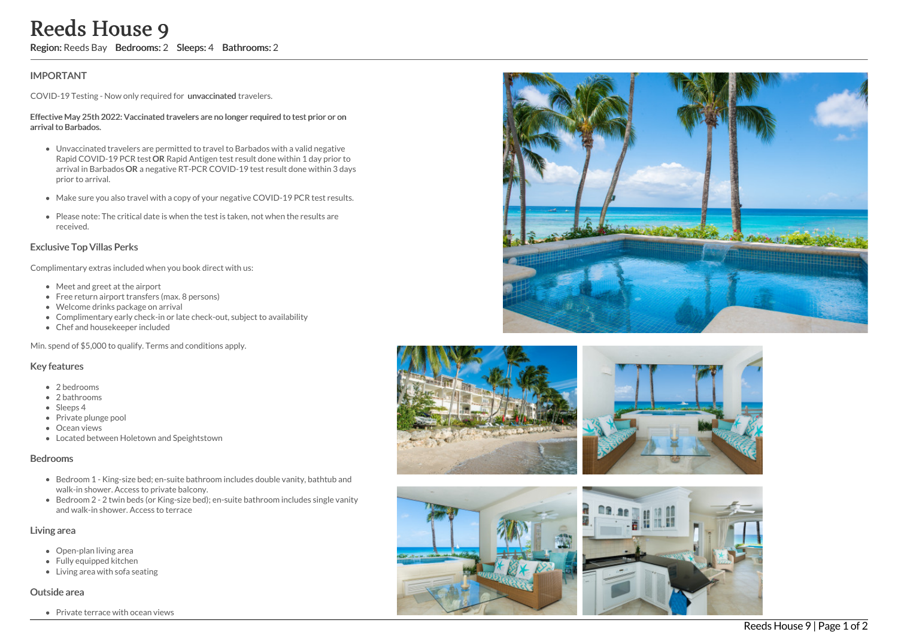# Reeds House 9

**Region:** Reeds Bay **Bedrooms:** 2 **Sleeps:** 4 **Bathrooms:** 2

## IMPORTANT

COVID-19 Testing - Now only required for **unvaccinated** travelers.

**Effective May 25th 2022: Vaccinated travelers are no longer required to test prior or on arrival to Barbados.**

- Unvaccinated travelers are permitted to travel to Barbados with a valid negative Rapid COVID-19 PCR test **OR** Rapid Antigen test result done within 1 day prior to arrival in Barbados **OR** a negative RT-PCR COVID-19 test result done within 3 days prior to arrival.
- Make sure you also travel with a copy of your negative COVID-19 PCR test results.
- Please note: The critical date is when the test is taken, not when the results are received.

## Exclusive Top Villas Perks

Complimentary extras included when you book direct with us:

- Meet and greet at the airport
- Free return airport transfers (max. 8 persons)
- Welcome drinks package on arrival
- Complimentary early check-in or late check-out, subject to availability
- Chef and housekeeper included

Min. spend of $5,000 to qualify. Terms and conditions apply.

## Key features

- 2 bedrooms
- 2 bathrooms
- Sleeps 4
- Private plunge pool
- Ocean views
- Located between Holetown and Speightstown

## Bedrooms

- Bedroom 1 - King-size bed; en-suite bathroom includes double vanity, bathtub and walk-in shower. Access to private balcony.
- Bedroom 2 - 2 twin beds (or King-size bed); en-suite bathroom includes single vanity and walk-in shower. Access to terrace

## Living area

- Open-plan living area
- Fully equipped kitchen
- Living area with sofa seating

## Outside area

- Private terrace with ocean views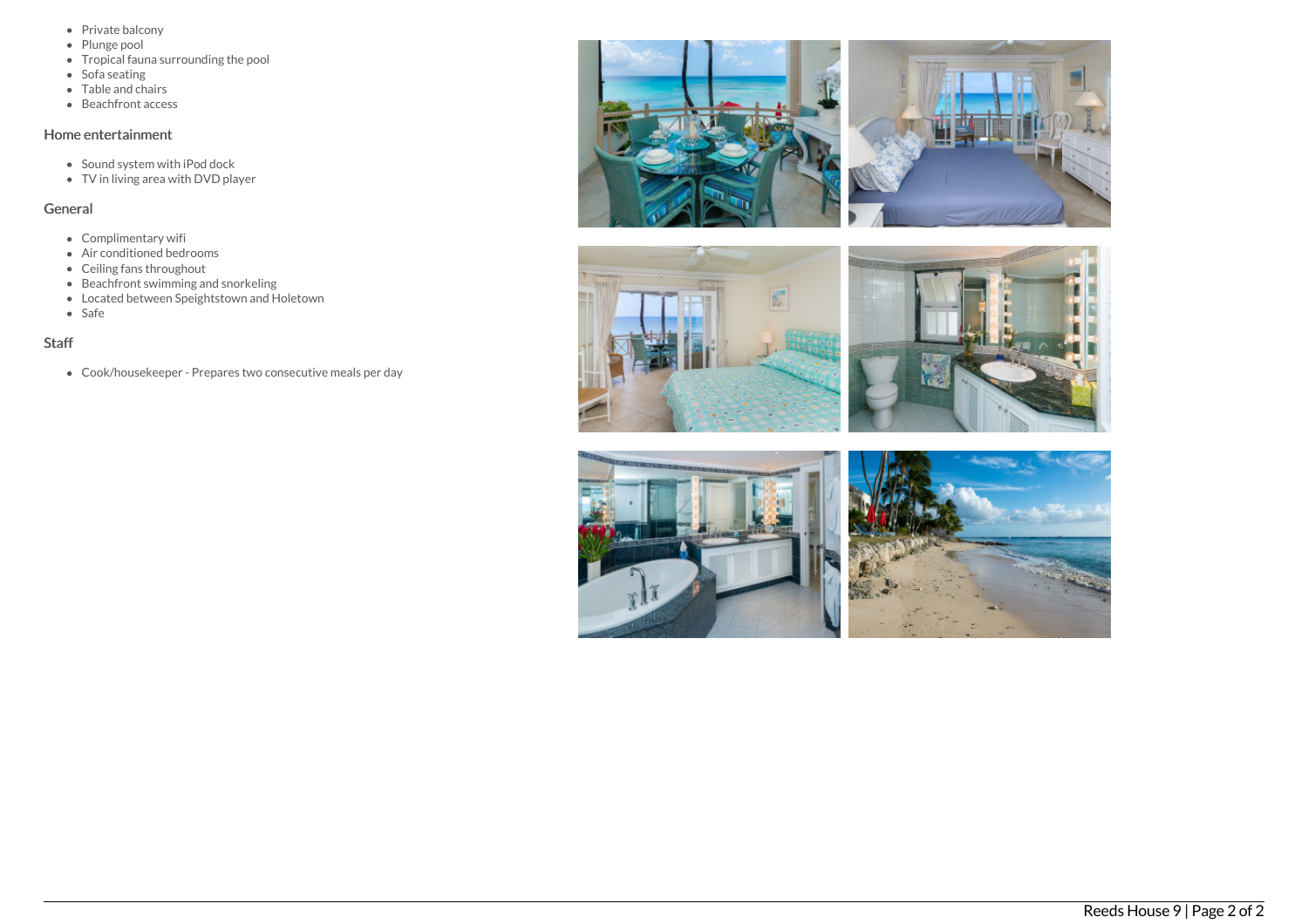- Private balcony
- Plunge pool
- Tropical fauna surrounding the pool
- Sofa seating
- Table and chairs
- Beachfront access

## Home entertainment

- Sound system with iPod dock
- TV in living area with DVD player

## General

- Complimentary wifi
- Air conditioned bedrooms
- Ceiling fans throughout
- Beachfront swimming and snorkeling
- Located between Speightstown and Holetown
- Safe

## Staff

- Cook/housekeeper - Prepares two consecutive meals per day